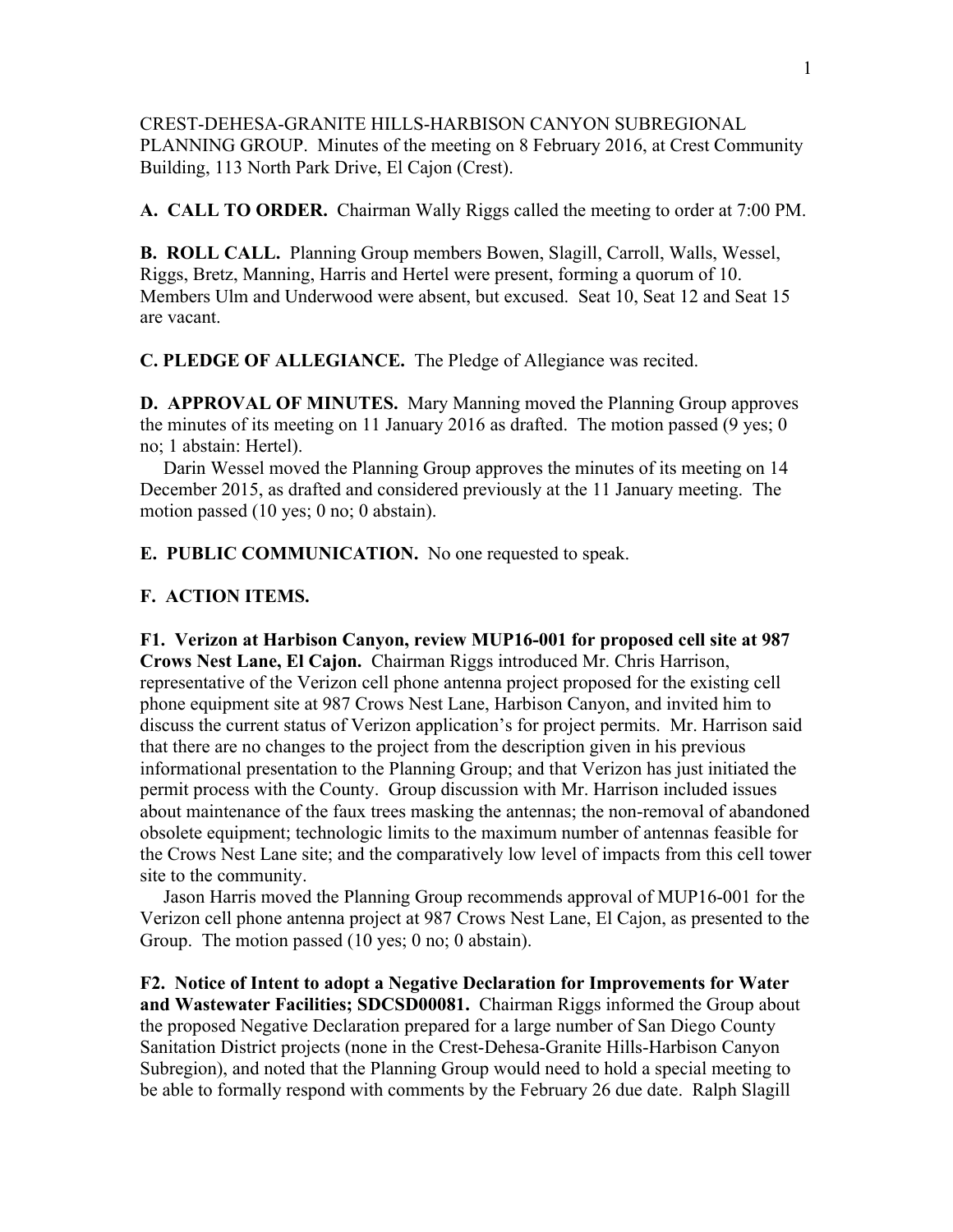CREST-DEHESA-GRANITE HILLS-HARBISON CANYON SUBREGIONAL PLANNING GROUP. Minutes of the meeting on 8 February 2016, at Crest Community Building, 113 North Park Drive, El Cajon (Crest).

**A. CALL TO ORDER.** Chairman Wally Riggs called the meeting to order at 7:00 PM.

**B. ROLL CALL.** Planning Group members Bowen, Slagill, Carroll, Walls, Wessel, Riggs, Bretz, Manning, Harris and Hertel were present, forming a quorum of 10. Members Ulm and Underwood were absent, but excused. Seat 10, Seat 12 and Seat 15 are vacant.

**C. PLEDGE OF ALLEGIANCE.** The Pledge of Allegiance was recited.

**D. APPROVAL OF MINUTES.** Mary Manning moved the Planning Group approves the minutes of its meeting on 11 January 2016 as drafted. The motion passed (9 yes; 0 no; 1 abstain: Hertel).

Darin Wessel moved the Planning Group approves the minutes of its meeting on 14 December 2015, as drafted and considered previously at the 11 January meeting. The motion passed (10 yes; 0 no; 0 abstain).

**E. PUBLIC COMMUNICATION.** No one requested to speak.

**F. ACTION ITEMS.**

**F1. Verizon at Harbison Canyon, review MUP16-001 for proposed cell site at 987 Crows Nest Lane, El Cajon.** Chairman Riggs introduced Mr. Chris Harrison, representative of the Verizon cell phone antenna project proposed for the existing cell phone equipment site at 987 Crows Nest Lane, Harbison Canyon, and invited him to discuss the current status of Verizon application's for project permits. Mr. Harrison said that there are no changes to the project from the description given in his previous informational presentation to the Planning Group; and that Verizon has just initiated the permit process with the County. Group discussion with Mr. Harrison included issues about maintenance of the faux trees masking the antennas; the non-removal of abandoned obsolete equipment; technologic limits to the maximum number of antennas feasible for the Crows Nest Lane site; and the comparatively low level of impacts from this cell tower site to the community.

Jason Harris moved the Planning Group recommends approval of MUP16-001 for the Verizon cell phone antenna project at 987 Crows Nest Lane, El Cajon, as presented to the Group. The motion passed (10 yes; 0 no; 0 abstain).

**F2. Notice of Intent to adopt a Negative Declaration for Improvements for Water and Wastewater Facilities; SDCSD00081.** Chairman Riggs informed the Group about the proposed Negative Declaration prepared for a large number of San Diego County Sanitation District projects (none in the Crest-Dehesa-Granite Hills-Harbison Canyon Subregion), and noted that the Planning Group would need to hold a special meeting to be able to formally respond with comments by the February 26 due date. Ralph Slagill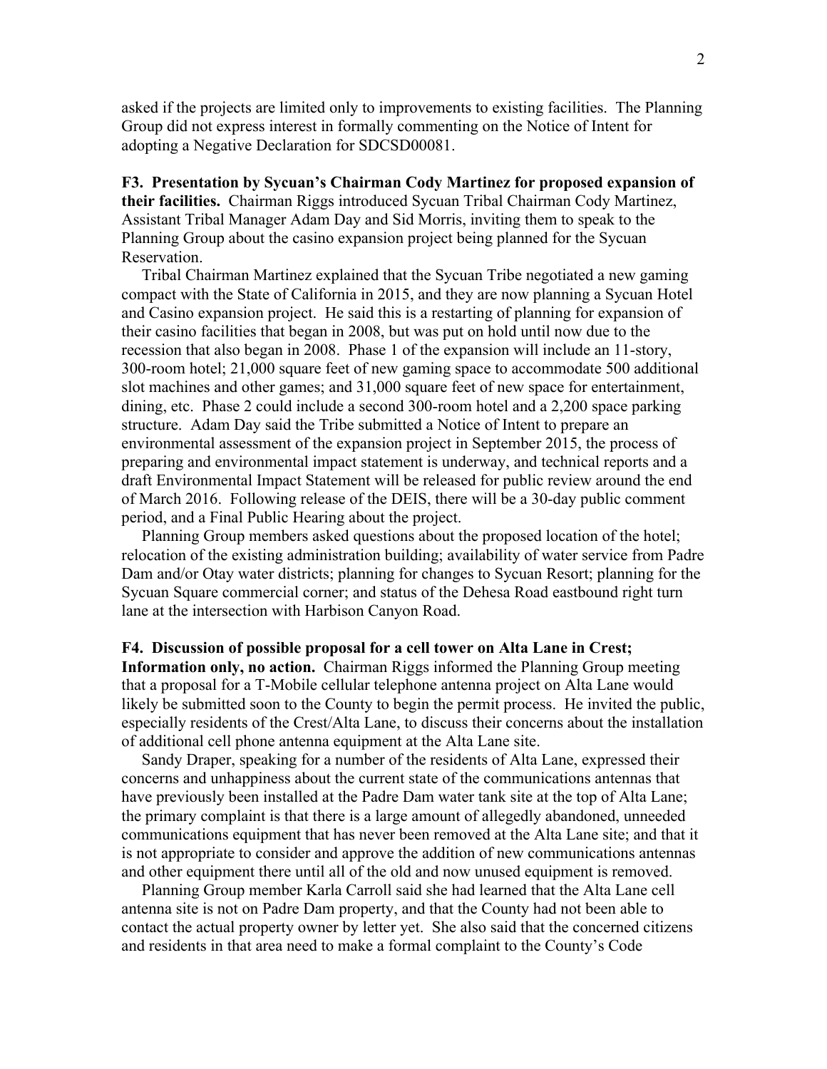asked if the projects are limited only to improvements to existing facilities. The Planning Group did not express interest in formally commenting on the Notice of Intent for adopting a Negative Declaration for SDCSD00081.

**F3. Presentation by Sycuan's Chairman Cody Martinez for proposed expansion of their facilities.** Chairman Riggs introduced Sycuan Tribal Chairman Cody Martinez, Assistant Tribal Manager Adam Day and Sid Morris, inviting them to speak to the Planning Group about the casino expansion project being planned for the Sycuan Reservation.

Tribal Chairman Martinez explained that the Sycuan Tribe negotiated a new gaming compact with the State of California in 2015, and they are now planning a Sycuan Hotel and Casino expansion project. He said this is a restarting of planning for expansion of their casino facilities that began in 2008, but was put on hold until now due to the recession that also began in 2008. Phase 1 of the expansion will include an 11-story, 300-room hotel; 21,000 square feet of new gaming space to accommodate 500 additional slot machines and other games; and 31,000 square feet of new space for entertainment, dining, etc. Phase 2 could include a second 300-room hotel and a 2,200 space parking structure. Adam Day said the Tribe submitted a Notice of Intent to prepare an environmental assessment of the expansion project in September 2015, the process of preparing and environmental impact statement is underway, and technical reports and a draft Environmental Impact Statement will be released for public review around the end of March 2016. Following release of the DEIS, there will be a 30-day public comment period, and a Final Public Hearing about the project.

Planning Group members asked questions about the proposed location of the hotel; relocation of the existing administration building; availability of water service from Padre Dam and/or Otay water districts; planning for changes to Sycuan Resort; planning for the Sycuan Square commercial corner; and status of the Dehesa Road eastbound right turn lane at the intersection with Harbison Canyon Road.

**F4. Discussion of possible proposal for a cell tower on Alta Lane in Crest; Information only, no action.** Chairman Riggs informed the Planning Group meeting that a proposal for a T-Mobile cellular telephone antenna project on Alta Lane would likely be submitted soon to the County to begin the permit process. He invited the public, especially residents of the Crest/Alta Lane, to discuss their concerns about the installation of additional cell phone antenna equipment at the Alta Lane site.

Sandy Draper, speaking for a number of the residents of Alta Lane, expressed their concerns and unhappiness about the current state of the communications antennas that have previously been installed at the Padre Dam water tank site at the top of Alta Lane; the primary complaint is that there is a large amount of allegedly abandoned, unneeded communications equipment that has never been removed at the Alta Lane site; and that it is not appropriate to consider and approve the addition of new communications antennas and other equipment there until all of the old and now unused equipment is removed.

Planning Group member Karla Carroll said she had learned that the Alta Lane cell antenna site is not on Padre Dam property, and that the County had not been able to contact the actual property owner by letter yet. She also said that the concerned citizens and residents in that area need to make a formal complaint to the County's Code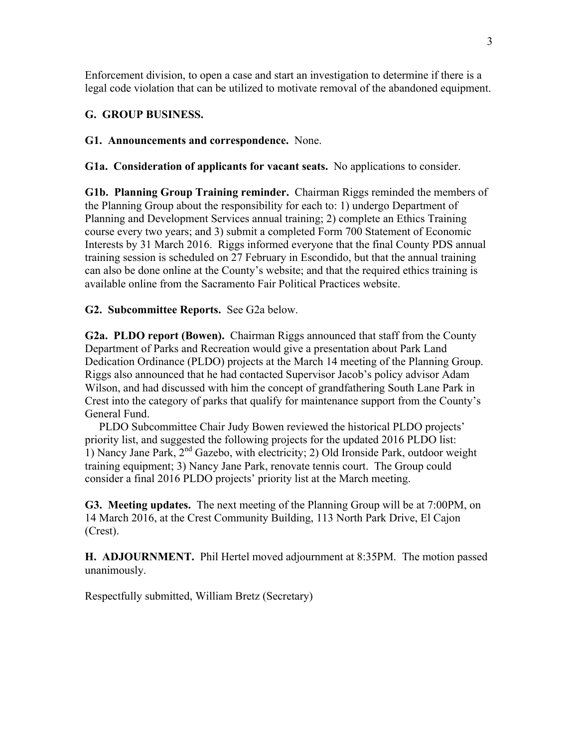Enforcement division, to open a case and start an investigation to determine if there is a legal code violation that can be utilized to motivate removal of the abandoned equipment.

**G. GROUP BUSINESS.**

**G1. Announcements and correspondence.** None.

**G1a. Consideration of applicants for vacant seats.** No applications to consider.

**G1b. Planning Group Training reminder.** Chairman Riggs reminded the members of the Planning Group about the responsibility for each to: 1) undergo Department of Planning and Development Services annual training; 2) complete an Ethics Training course every two years; and 3) submit a completed Form 700 Statement of Economic Interests by 31 March 2016. Riggs informed everyone that the final County PDS annual training session is scheduled on 27 February in Escondido, but that the annual training can also be done online at the County's website; and that the required ethics training is available online from the Sacramento Fair Political Practices website.

**G2. Subcommittee Reports.** See G2a below.

**G2a. PLDO report (Bowen).** Chairman Riggs announced that staff from the County Department of Parks and Recreation would give a presentation about Park Land Dedication Ordinance (PLDO) projects at the March 14 meeting of the Planning Group. Riggs also announced that he had contacted Supervisor Jacob's policy advisor Adam Wilson, and had discussed with him the concept of grandfathering South Lane Park in Crest into the category of parks that qualify for maintenance support from the County's General Fund.

PLDO Subcommittee Chair Judy Bowen reviewed the historical PLDO projects' priority list, and suggested the following projects for the updated 2016 PLDO list: 1) Nancy Jane Park, 2nd Gazebo, with electricity; 2) Old Ironside Park, outdoor weight training equipment; 3) Nancy Jane Park, renovate tennis court. The Group could consider a final 2016 PLDO projects' priority list at the March meeting.

**G3. Meeting updates.** The next meeting of the Planning Group will be at 7:00PM, on 14 March 2016, at the Crest Community Building, 113 North Park Drive, El Cajon (Crest).

**H. ADJOURNMENT.** Phil Hertel moved adjournment at 8:35PM. The motion passed unanimously.

Respectfully submitted, William Bretz (Secretary)